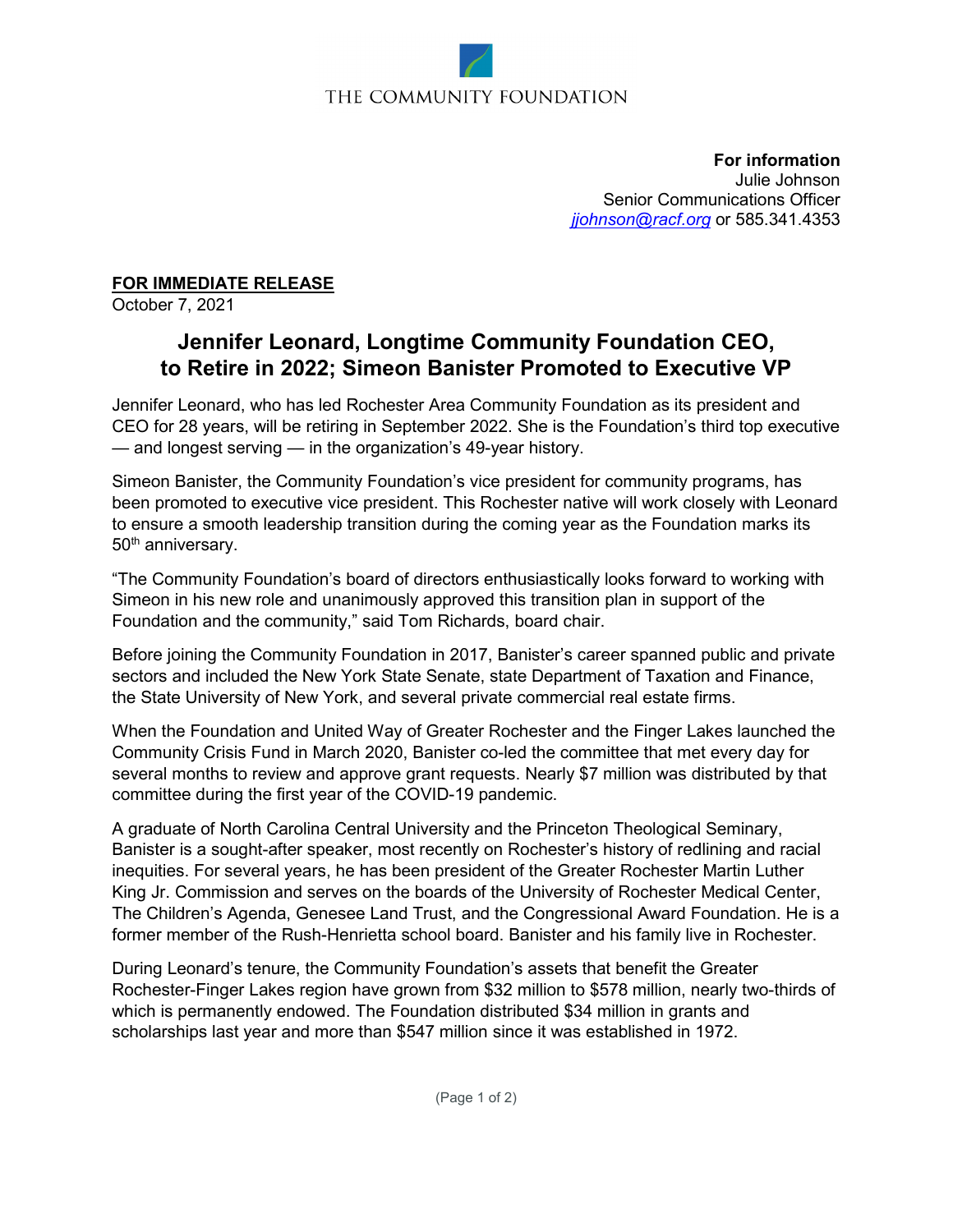THE COMMUNITY FOUNDATION

**For information**
Julie Johnson
Senior Communications Officer
*jjohnson@racf.org* or 585.341.4353

**FOR IMMEDIATE RELEASE**
October 7, 2021

# Jennifer Leonard, Longtime Community Foundation CEO, to Retire in 2022; Simeon Banister Promoted to Executive VP

Jennifer Leonard, who has led Rochester Area Community Foundation as its president and CEO for 28 years, will be retiring in September 2022. She is the Foundation's third top executive — and longest serving — in the organization's 49-year history.

Simeon Banister, the Community Foundation's vice president for community programs, has been promoted to executive vice president. This Rochester native will work closely with Leonard to ensure a smooth leadership transition during the coming year as the Foundation marks its 50th anniversary.

"The Community Foundation's board of directors enthusiastically looks forward to working with Simeon in his new role and unanimously approved this transition plan in support of the Foundation and the community," said Tom Richards, board chair.

Before joining the Community Foundation in 2017, Banister's career spanned public and private sectors and included the New York State Senate, state Department of Taxation and Finance, the State University of New York, and several private commercial real estate firms.

When the Foundation and United Way of Greater Rochester and the Finger Lakes launched the Community Crisis Fund in March 2020, Banister co-led the committee that met every day for several months to review and approve grant requests. Nearly $7 million was distributed by that committee during the first year of the COVID-19 pandemic.

A graduate of North Carolina Central University and the Princeton Theological Seminary, Banister is a sought-after speaker, most recently on Rochester's history of redlining and racial inequities. For several years, he has been president of the Greater Rochester Martin Luther King Jr. Commission and serves on the boards of the University of Rochester Medical Center, The Children's Agenda, Genesee Land Trust, and the Congressional Award Foundation. He is a former member of the Rush-Henrietta school board. Banister and his family live in Rochester.

During Leonard's tenure, the Community Foundation's assets that benefit the Greater Rochester-Finger Lakes region have grown from $32 million to $578 million, nearly two-thirds of which is permanently endowed. The Foundation distributed $34 million in grants and scholarships last year and more than $547 million since it was established in 1972.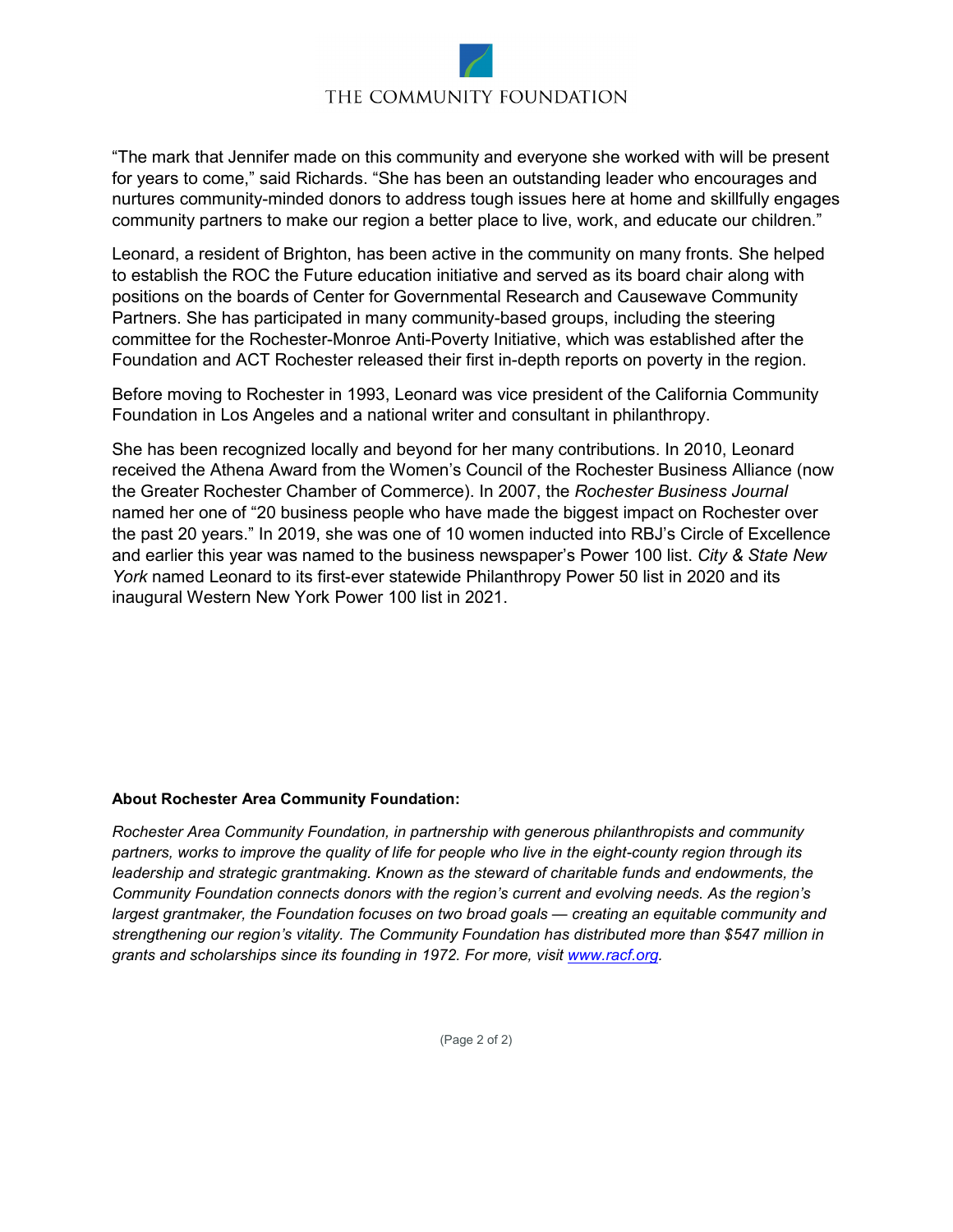"The mark that Jennifer made on this community and everyone she worked with will be present for years to come," said Richards. "She has been an outstanding leader who encourages and nurtures community-minded donors to address tough issues here at home and skillfully engages community partners to make our region a better place to live, work, and educate our children."

Leonard, a resident of Brighton, has been active in the community on many fronts. She helped to establish the ROC the Future education initiative and served as its board chair along with positions on the boards of Center for Governmental Research and Causewave Community Partners. She has participated in many community-based groups, including the steering committee for the Rochester-Monroe Anti-Poverty Initiative, which was established after the Foundation and ACT Rochester released their first in-depth reports on poverty in the region.

Before moving to Rochester in 1993, Leonard was vice president of the California Community Foundation in Los Angeles and a national writer and consultant in philanthropy.

She has been recognized locally and beyond for her many contributions. In 2010, Leonard received the Athena Award from the Women's Council of the Rochester Business Alliance (now the Greater Rochester Chamber of Commerce). In 2007, the *Rochester Business Journal* named her one of "20 business people who have made the biggest impact on Rochester over the past 20 years." In 2019, she was one of 10 women inducted into RBJ's Circle of Excellence and earlier this year was named to the business newspaper's Power 100 list. *City & State New York* named Leonard to its first-ever statewide Philanthropy Power 50 list in 2020 and its inaugural Western New York Power 100 list in 2021.

**About Rochester Area Community Foundation:**

*Rochester Area Community Foundation, in partnership with generous philanthropists and community partners, works to improve the quality of life for people who live in the eight-county region through its leadership and strategic grantmaking. Known as the steward of charitable funds and endowments, the Community Foundation connects donors with the region's current and evolving needs. As the region's largest grantmaker, the Foundation focuses on two broad goals — creating an equitable community and strengthening our region's vitality. The Community Foundation has distributed more than $547 million in grants and scholarships since its founding in 1972. For more, visit [www.racf.org](http://www.racf.org).*